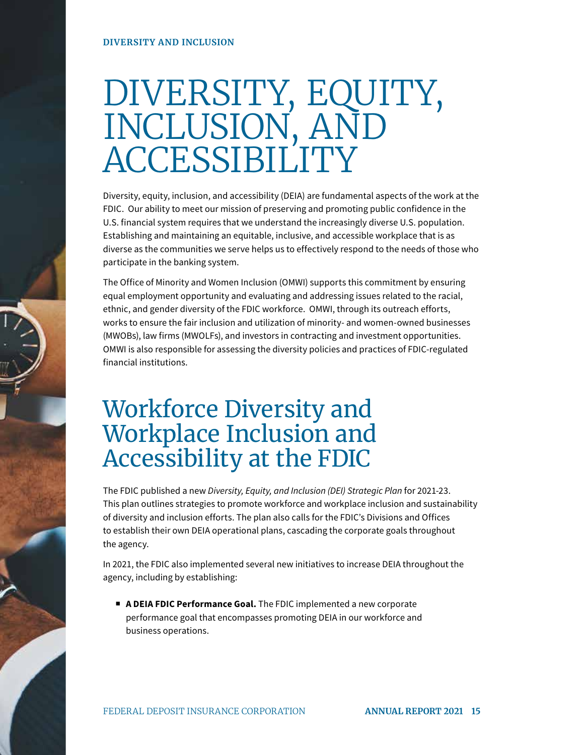DIVERSITY AND INCLUSION

# DIVERSITY, EQUITY, INCLUSION, AND ACCESSIBILITY

Diversity, equity, inclusion, and accessibility (DEIA) are fundamental aspects of the work at the FDIC. Our ability to meet our mission of preserving and promoting public confidence in the U.S. financial system requires that we understand the increasingly diverse U.S. population. Establishing and maintaining an equitable, inclusive, and accessible workplace that is as diverse as the communities we serve helps us to effectively respond to the needs of those who participate in the banking system.

The Office of Minority and Women Inclusion (OMWI) supports this commitment by ensuring equal employment opportunity and evaluating and addressing issues related to the racial, ethnic, and gender diversity of the FDIC workforce. OMWI, through its outreach efforts, works to ensure the fair inclusion and utilization of minority- and women-owned businesses (MWOBs), law firms (MWOLFs), and investors in contracting and investment opportunities. OMWI is also responsible for assessing the diversity policies and practices of FDIC-regulated financial institutions.

## Workforce Diversity and Workplace Inclusion and Accessibility at the FDIC

The FDIC published a new *Diversity, Equity, and Inclusion (DEI) Strategic Plan* for 2021-23. This plan outlines strategies to promote workforce and workplace inclusion and sustainability of diversity and inclusion efforts. The plan also calls for the FDIC's Divisions and Offices to establish their own DEIA operational plans, cascading the corporate goals throughout the agency.

In 2021, the FDIC also implemented several new initiatives to increase DEIA throughout the agency, including by establishing:

- **A DEIA FDIC Performance Goal.** The FDIC implemented a new corporate performance goal that encompasses promoting DEIA in our workforce and business operations.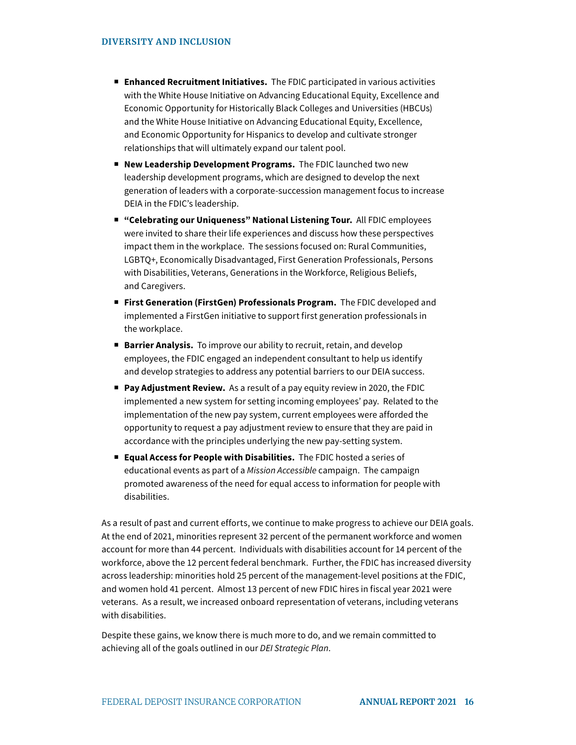- **Enhanced Recruitment Initiatives.** The FDIC participated in various activities with the White House Initiative on Advancing Educational Equity, Excellence and Economic Opportunity for Historically Black Colleges and Universities (HBCUs) and the White House Initiative on Advancing Educational Equity, Excellence, and Economic Opportunity for Hispanics to develop and cultivate stronger relationships that will ultimately expand our talent pool.
- **New Leadership Development Programs.** The FDIC launched two new leadership development programs, which are designed to develop the next generation of leaders with a corporate-succession management focus to increase DEIA in the FDIC's leadership.
- **"Celebrating our Uniqueness" National Listening Tour.** All FDIC employees were invited to share their life experiences and discuss how these perspectives impact them in the workplace. The sessions focused on: Rural Communities, LGBTQ+, Economically Disadvantaged, First Generation Professionals, Persons with Disabilities, Veterans, Generations in the Workforce, Religious Beliefs, and Caregivers.
- **First Generation (FirstGen) Professionals Program.** The FDIC developed and implemented a FirstGen initiative to support first generation professionals in the workplace.
- **Barrier Analysis.** To improve our ability to recruit, retain, and develop employees, the FDIC engaged an independent consultant to help us identify and develop strategies to address any potential barriers to our DEIA success.
- **Pay Adjustment Review.** As a result of a pay equity review in 2020, the FDIC implemented a new system for setting incoming employees' pay. Related to the implementation of the new pay system, current employees were afforded the opportunity to request a pay adjustment review to ensure that they are paid in accordance with the principles underlying the new pay-setting system.
- **Equal Access for People with Disabilities.** The FDIC hosted a series of educational events as part of a *Mission Accessible* campaign. The campaign promoted awareness of the need for equal access to information for people with disabilities.

As a result of past and current efforts, we continue to make progress to achieve our DEIA goals. At the end of 2021, minorities represent 32 percent of the permanent workforce and women account for more than 44 percent. Individuals with disabilities account for 14 percent of the workforce, above the 12 percent federal benchmark. Further, the FDIC has increased diversity across leadership: minorities hold 25 percent of the management-level positions at the FDIC, and women hold 41 percent. Almost 13 percent of new FDIC hires in fiscal year 2021 were veterans. As a result, we increased onboard representation of veterans, including veterans with disabilities.

Despite these gains, we know there is much more to do, and we remain committed to achieving all of the goals outlined in our *DEI Strategic Plan*.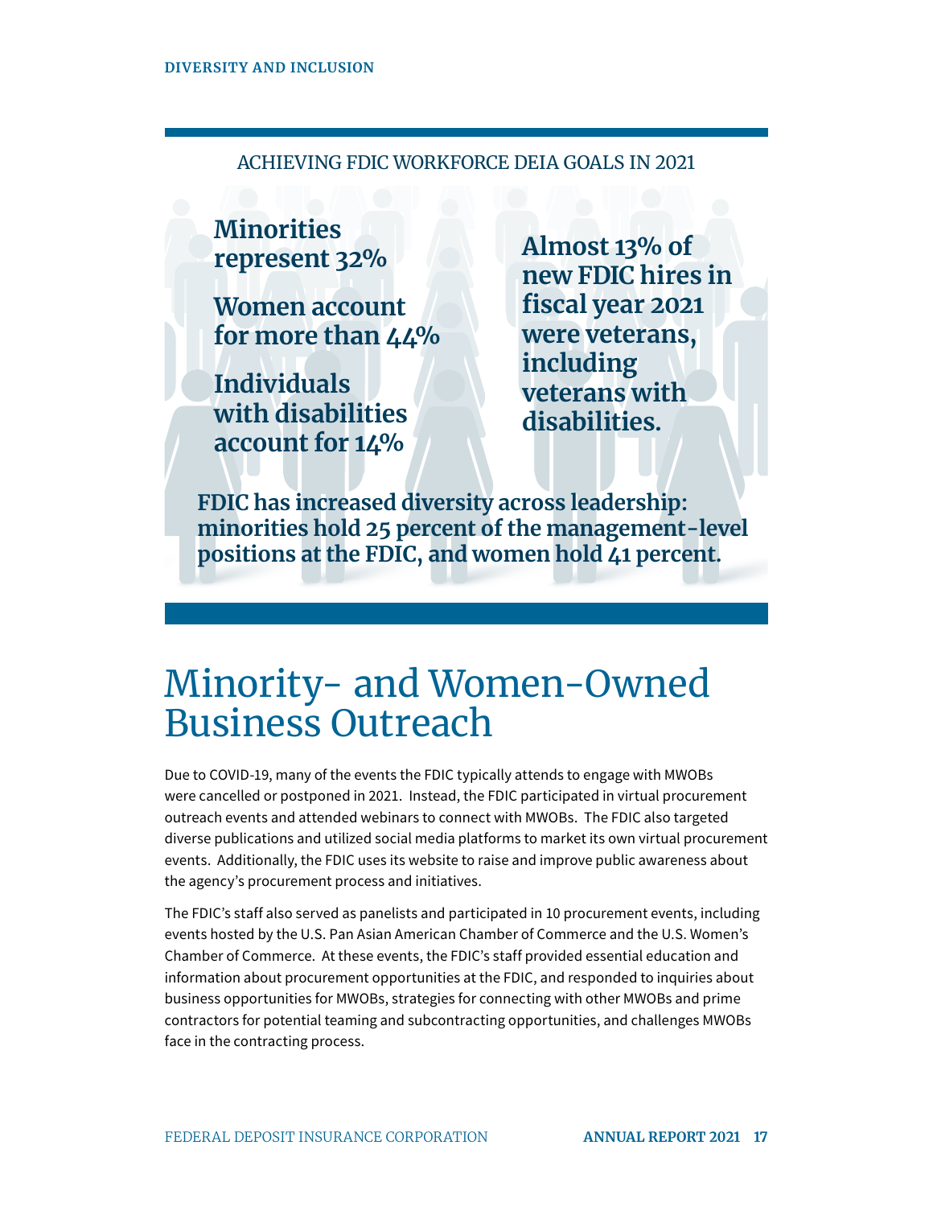## ACHIEVING FDIC WORKFORCE DEIA GOALS IN 2021

**Minorities represent 32%**

**Women account for more than 44%**

**Individuals with disabilities account for 14%**

**Almost 13% of new FDIC hires in fiscal year 2021 were veterans, including veterans with disabilities.**

**FDIC has increased diversity across leadership: minorities hold 25 percent of the management-level positions at the FDIC, and women hold 41 percent.**

# Minority- and Women-Owned Business Outreach

Due to COVID-19, many of the events the FDIC typically attends to engage with MWOBs were cancelled or postponed in 2021. Instead, the FDIC participated in virtual procurement outreach events and attended webinars to connect with MWOBs. The FDIC also targeted diverse publications and utilized social media platforms to market its own virtual procurement events. Additionally, the FDIC uses its website to raise and improve public awareness about the agency's procurement process and initiatives.

The FDIC's staff also served as panelists and participated in 10 procurement events, including events hosted by the U.S. Pan Asian American Chamber of Commerce and the U.S. Women's Chamber of Commerce. At these events, the FDIC's staff provided essential education and information about procurement opportunities at the FDIC, and responded to inquiries about business opportunities for MWOBs, strategies for connecting with other MWOBs and prime contractors for potential teaming and subcontracting opportunities, and challenges MWOBs face in the contracting process.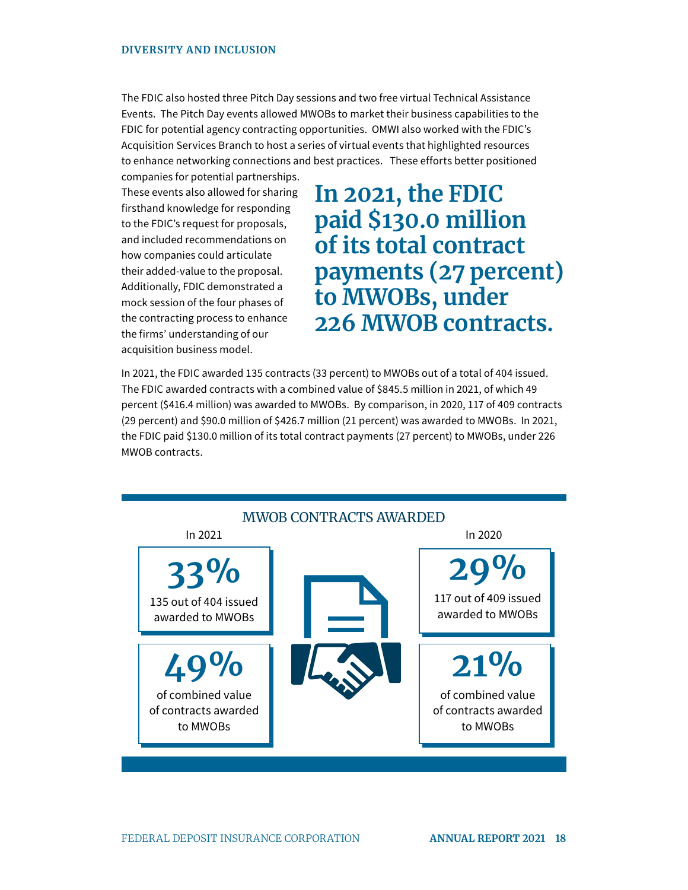The FDIC also hosted three Pitch Day sessions and two free virtual Technical Assistance Events. The Pitch Day events allowed MWOBs to market their business capabilities to the FDIC for potential agency contracting opportunities. OMWI also worked with the FDIC's Acquisition Services Branch to host a series of virtual events that highlighted resources to enhance networking connections and best practices. These efforts better positioned companies for potential partnerships. These events also allowed for sharing firsthand knowledge for responding to the FDIC's request for proposals, and included recommendations on how companies could articulate their added-value to the proposal. Additionally, FDIC demonstrated a mock session of the four phases of the contracting process to enhance the firms' understanding of our acquisition business model.

> **In 2021, the FDIC paid $130.0 million of its total contract payments (27 percent) to MWOBs, under 226 MWOB contracts.**

In 2021, the FDIC awarded 135 contracts (33 percent) to MWOBs out of a total of 404 issued. The FDIC awarded contracts with a combined value of $845.5 million in 2021, of which 49 percent ($416.4 million) was awarded to MWOBs. By comparison, in 2020, 117 of 409 contracts (29 percent) and $90.0 million of $426.7 million (21 percent) was awarded to MWOBs. In 2021, the FDIC paid $130.0 million of its total contract payments (27 percent) to MWOBs, under 226 MWOB contracts.

## MWOB CONTRACTS AWARDED

| In 2021 | In 2020 |
|---|---|
| **33%** 135 out of 404 issued awarded to MWOBs | **29%** 117 out of 409 issued awarded to MWOBs |
| **49%** of combined value of contracts awarded to MWOBs | **21%** of combined value of contracts awarded to MWOBs |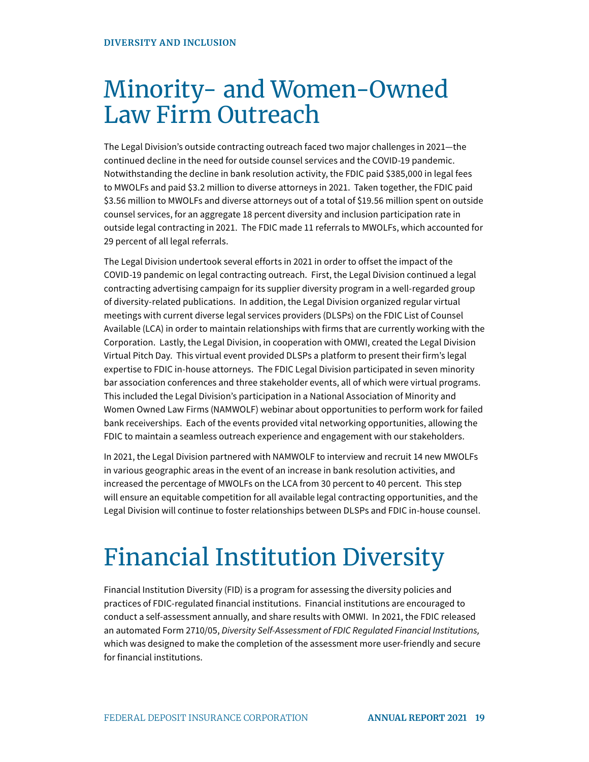DIVERSITY AND INCLUSION

# Minority- and Women-Owned Law Firm Outreach

The Legal Division's outside contracting outreach faced two major challenges in 2021—the continued decline in the need for outside counsel services and the COVID-19 pandemic. Notwithstanding the decline in bank resolution activity, the FDIC paid $385,000 in legal fees to MWOLFs and paid $3.2 million to diverse attorneys in 2021. Taken together, the FDIC paid $3.56 million to MWOLFs and diverse attorneys out of a total of $19.56 million spent on outside counsel services, for an aggregate 18 percent diversity and inclusion participation rate in outside legal contracting in 2021. The FDIC made 11 referrals to MWOLFs, which accounted for 29 percent of all legal referrals.

The Legal Division undertook several efforts in 2021 in order to offset the impact of the COVID-19 pandemic on legal contracting outreach. First, the Legal Division continued a legal contracting advertising campaign for its supplier diversity program in a well-regarded group of diversity-related publications. In addition, the Legal Division organized regular virtual meetings with current diverse legal services providers (DLSPs) on the FDIC List of Counsel Available (LCA) in order to maintain relationships with firms that are currently working with the Corporation. Lastly, the Legal Division, in cooperation with OMWI, created the Legal Division Virtual Pitch Day. This virtual event provided DLSPs a platform to present their firm's legal expertise to FDIC in-house attorneys. The FDIC Legal Division participated in seven minority bar association conferences and three stakeholder events, all of which were virtual programs. This included the Legal Division's participation in a National Association of Minority and Women Owned Law Firms (NAMWOLF) webinar about opportunities to perform work for failed bank receiverships. Each of the events provided vital networking opportunities, allowing the FDIC to maintain a seamless outreach experience and engagement with our stakeholders.

In 2021, the Legal Division partnered with NAMWOLF to interview and recruit 14 new MWOLFs in various geographic areas in the event of an increase in bank resolution activities, and increased the percentage of MWOLFs on the LCA from 30 percent to 40 percent. This step will ensure an equitable competition for all available legal contracting opportunities, and the Legal Division will continue to foster relationships between DLSPs and FDIC in-house counsel.

# Financial Institution Diversity

Financial Institution Diversity (FID) is a program for assessing the diversity policies and practices of FDIC-regulated financial institutions. Financial institutions are encouraged to conduct a self-assessment annually, and share results with OMWI. In 2021, the FDIC released an automated Form 2710/05, *Diversity Self-Assessment of FDIC Regulated Financial Institutions,* which was designed to make the completion of the assessment more user-friendly and secure for financial institutions.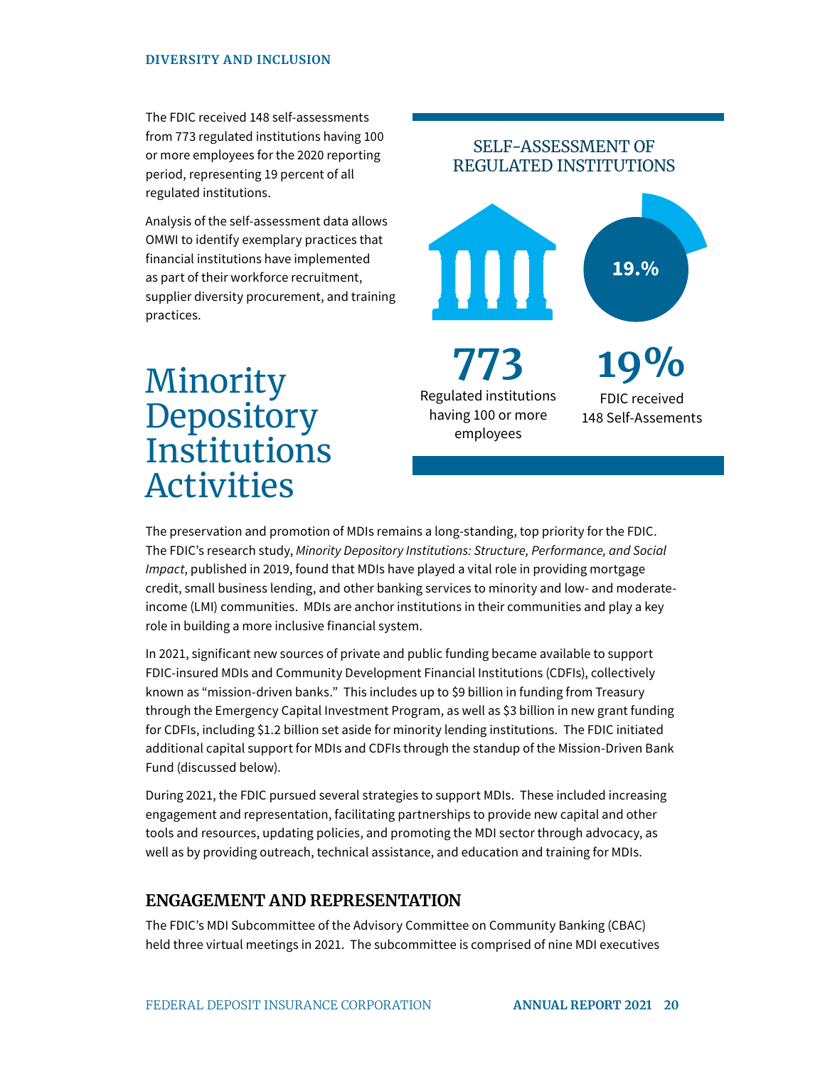The FDIC received 148 self-assessments from 773 regulated institutions having 100 or more employees for the 2020 reporting period, representing 19 percent of all regulated institutions.

Analysis of the self-assessment data allows OMWI to identify exemplary practices that financial institutions have implemented as part of their workforce recruitment, supplier diversity procurement, and training practices.

SELF-ASSESSMENT OF REGULATED INSTITUTIONS

19.%

**773**
Regulated institutions having 100 or more employees

**19%**
FDIC received 148 Self-Asesments

# Minority Depository Institutions Activities

The preservation and promotion of MDIs remains a long-standing, top priority for the FDIC. The FDIC's research study, *Minority Depository Institutions: Structure, Performance, and Social Impact*, published in 2019, found that MDIs have played a vital role in providing mortgage credit, small business lending, and other banking services to minority and low- and moderate-income (LMI) communities. MDIs are anchor institutions in their communities and play a key role in building a more inclusive financial system.

In 2021, significant new sources of private and public funding became available to support FDIC-insured MDIs and Community Development Financial Institutions (CDFIs), collectively known as "mission-driven banks." This includes up to $9 billion in funding from Treasury through the Emergency Capital Investment Program, as well as $3 billion in new grant funding for CDFIs, including $1.2 billion set aside for minority lending institutions. The FDIC initiated additional capital support for MDIs and CDFIs through the standup of the Mission-Driven Bank Fund (discussed below).

During 2021, the FDIC pursued several strategies to support MDIs. These included increasing engagement and representation, facilitating partnerships to provide new capital and other tools and resources, updating policies, and promoting the MDI sector through advocacy, as well as by providing outreach, technical assistance, and education and training for MDIs.

## ENGAGEMENT AND REPRESENTATION

The FDIC's MDI Subcommittee of the Advisory Committee on Community Banking (CBAC) held three virtual meetings in 2021. The subcommittee is comprised of nine MDI executives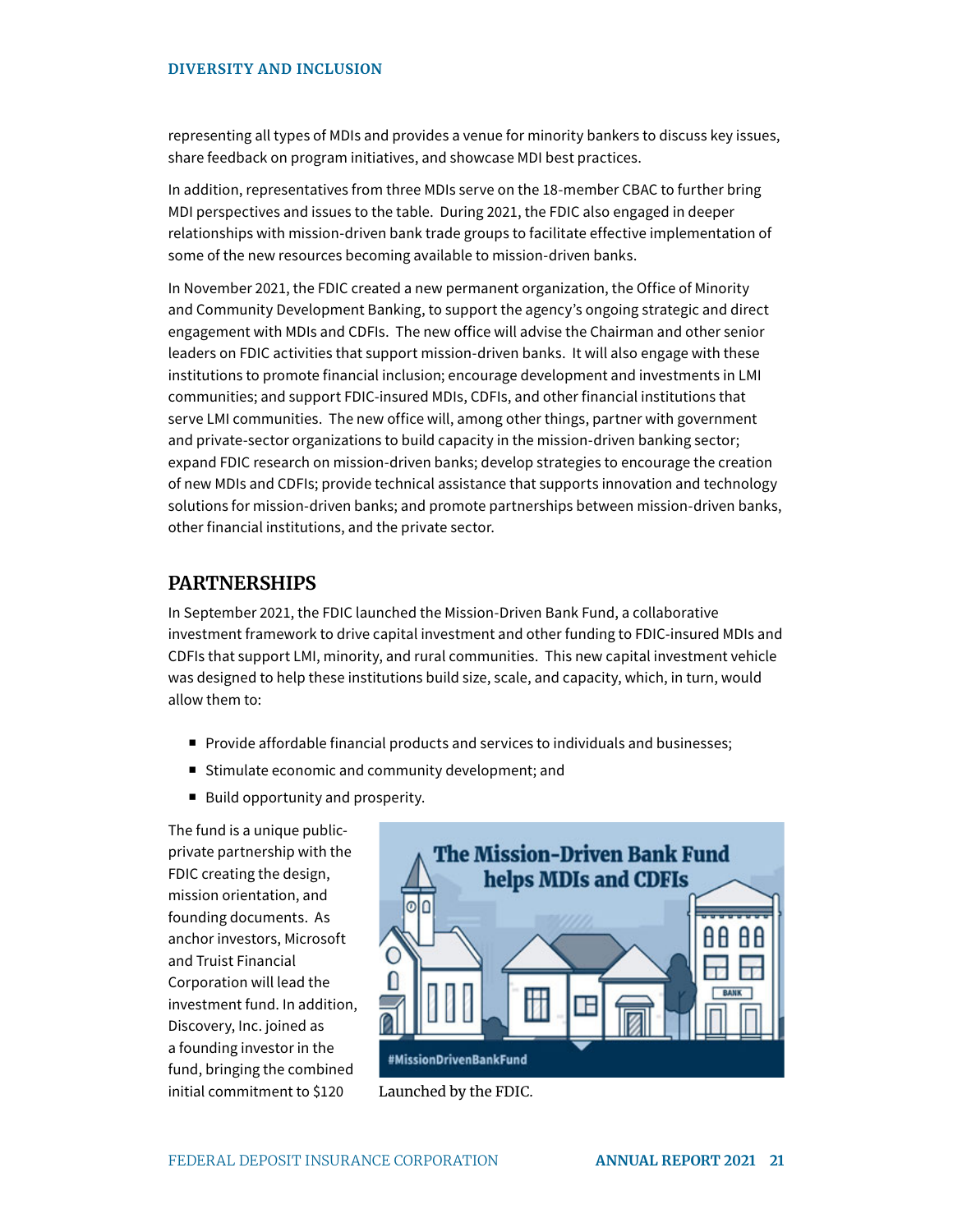representing all types of MDIs and provides a venue for minority bankers to discuss key issues, share feedback on program initiatives, and showcase MDI best practices.

In addition, representatives from three MDIs serve on the 18-member CBAC to further bring MDI perspectives and issues to the table. During 2021, the FDIC also engaged in deeper relationships with mission-driven bank trade groups to facilitate effective implementation of some of the new resources becoming available to mission-driven banks.

In November 2021, the FDIC created a new permanent organization, the Office of Minority and Community Development Banking, to support the agency's ongoing strategic and direct engagement with MDIs and CDFIs. The new office will advise the Chairman and other senior leaders on FDIC activities that support mission-driven banks. It will also engage with these institutions to promote financial inclusion; encourage development and investments in LMI communities; and support FDIC-insured MDIs, CDFIs, and other financial institutions that serve LMI communities. The new office will, among other things, partner with government and private-sector organizations to build capacity in the mission-driven banking sector; expand FDIC research on mission-driven banks; develop strategies to encourage the creation of new MDIs and CDFIs; provide technical assistance that supports innovation and technology solutions for mission-driven banks; and promote partnerships between mission-driven banks, other financial institutions, and the private sector.

## PARTNERSHIPS

In September 2021, the FDIC launched the Mission-Driven Bank Fund, a collaborative investment framework to drive capital investment and other funding to FDIC-insured MDIs and CDFIs that support LMI, minority, and rural communities. This new capital investment vehicle was designed to help these institutions build size, scale, and capacity, which, in turn, would allow them to:

- Provide affordable financial products and services to individuals and businesses;
- Stimulate economic and community development; and
- Build opportunity and prosperity.

The fund is a unique public-private partnership with the FDIC creating the design, mission orientation, and founding documents. As anchor investors, Microsoft and Truist Financial Corporation will lead the investment fund. In addition, Discovery, Inc. joined as a founding investor in the fund, bringing the combined initial commitment to $120

Launched by the FDIC.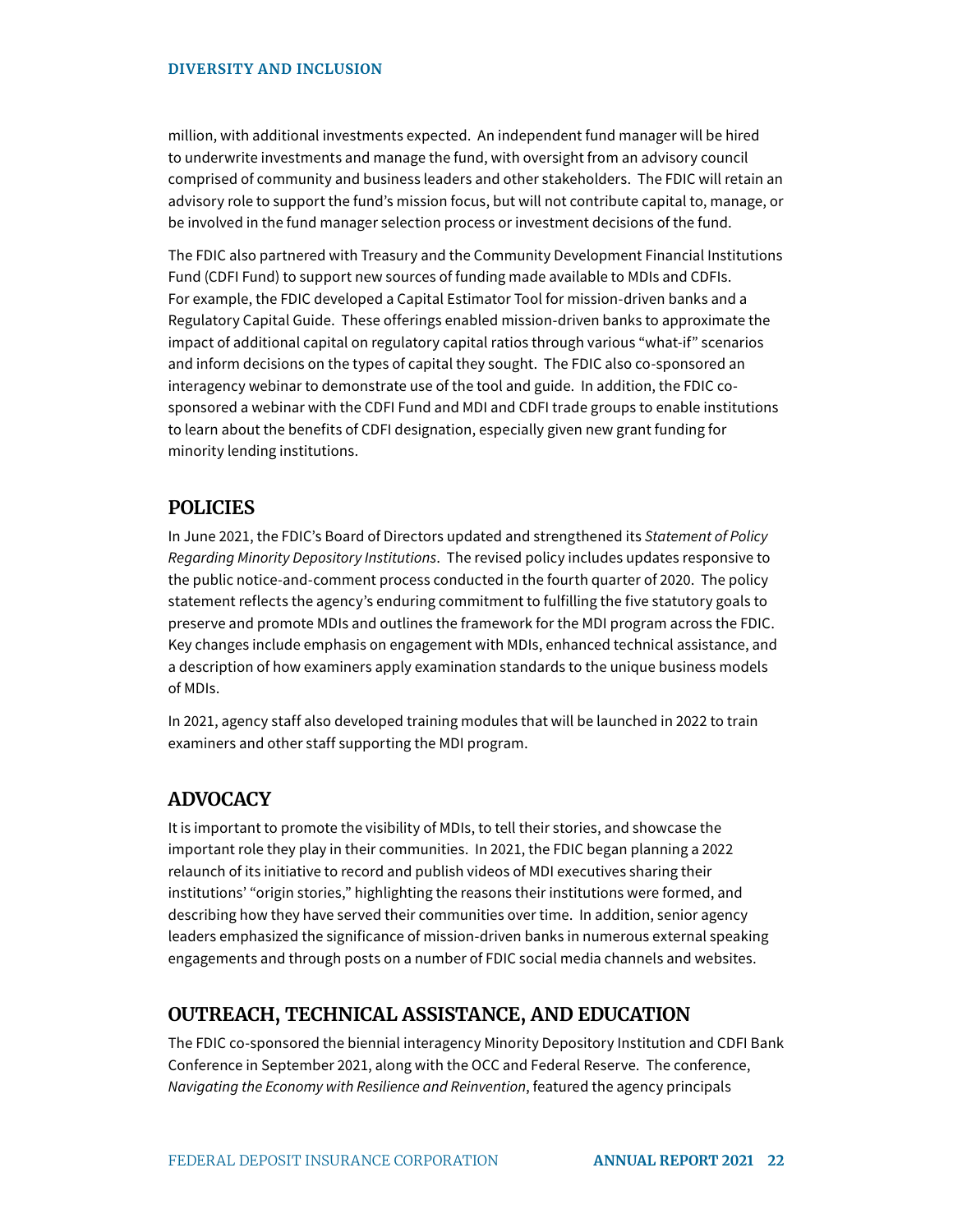million, with additional investments expected. An independent fund manager will be hired to underwrite investments and manage the fund, with oversight from an advisory council comprised of community and business leaders and other stakeholders. The FDIC will retain an advisory role to support the fund's mission focus, but will not contribute capital to, manage, or be involved in the fund manager selection process or investment decisions of the fund.

The FDIC also partnered with Treasury and the Community Development Financial Institutions Fund (CDFI Fund) to support new sources of funding made available to MDIs and CDFIs. For example, the FDIC developed a Capital Estimator Tool for mission-driven banks and a Regulatory Capital Guide. These offerings enabled mission-driven banks to approximate the impact of additional capital on regulatory capital ratios through various "what-if" scenarios and inform decisions on the types of capital they sought. The FDIC also co-sponsored an interagency webinar to demonstrate use of the tool and guide. In addition, the FDIC co-sponsored a webinar with the CDFI Fund and MDI and CDFI trade groups to enable institutions to learn about the benefits of CDFI designation, especially given new grant funding for minority lending institutions.

## POLICIES

In June 2021, the FDIC's Board of Directors updated and strengthened its *Statement of Policy Regarding Minority Depository Institutions*. The revised policy includes updates responsive to the public notice-and-comment process conducted in the fourth quarter of 2020. The policy statement reflects the agency's enduring commitment to fulfilling the five statutory goals to preserve and promote MDIs and outlines the framework for the MDI program across the FDIC. Key changes include emphasis on engagement with MDIs, enhanced technical assistance, and a description of how examiners apply examination standards to the unique business models of MDIs.

In 2021, agency staff also developed training modules that will be launched in 2022 to train examiners and other staff supporting the MDI program.

## ADVOCACY

It is important to promote the visibility of MDIs, to tell their stories, and showcase the important role they play in their communities. In 2021, the FDIC began planning a 2022 relaunch of its initiative to record and publish videos of MDI executives sharing their institutions' "origin stories," highlighting the reasons their institutions were formed, and describing how they have served their communities over time. In addition, senior agency leaders emphasized the significance of mission-driven banks in numerous external speaking engagements and through posts on a number of FDIC social media channels and websites.

## OUTREACH, TECHNICAL ASSISTANCE, AND EDUCATION

The FDIC co-sponsored the biennial interagency Minority Depository Institution and CDFI Bank Conference in September 2021, along with the OCC and Federal Reserve. The conference, *Navigating the Economy with Resilience and Reinvention*, featured the agency principals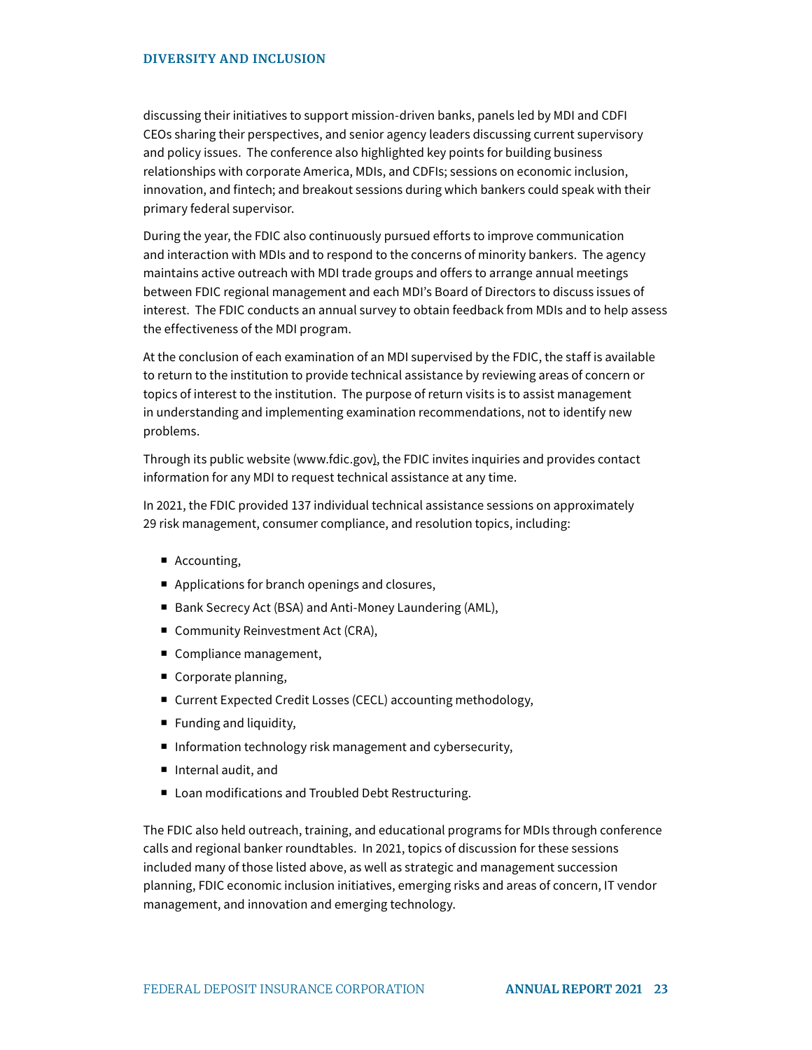discussing their initiatives to support mission-driven banks, panels led by MDI and CDFI CEOs sharing their perspectives, and senior agency leaders discussing current supervisory and policy issues. The conference also highlighted key points for building business relationships with corporate America, MDIs, and CDFIs; sessions on economic inclusion, innovation, and fintech; and breakout sessions during which bankers could speak with their primary federal supervisor.

During the year, the FDIC also continuously pursued efforts to improve communication and interaction with MDIs and to respond to the concerns of minority bankers. The agency maintains active outreach with MDI trade groups and offers to arrange annual meetings between FDIC regional management and each MDI's Board of Directors to discuss issues of interest. The FDIC conducts an annual survey to obtain feedback from MDIs and to help assess the effectiveness of the MDI program.

At the conclusion of each examination of an MDI supervised by the FDIC, the staff is available to return to the institution to provide technical assistance by reviewing areas of concern or topics of interest to the institution. The purpose of return visits is to assist management in understanding and implementing examination recommendations, not to identify new problems.

Through its public website (www.fdic.gov), the FDIC invites inquiries and provides contact information for any MDI to request technical assistance at any time.

In 2021, the FDIC provided 137 individual technical assistance sessions on approximately 29 risk management, consumer compliance, and resolution topics, including:

- Accounting,
- Applications for branch openings and closures,
- Bank Secrecy Act (BSA) and Anti-Money Laundering (AML),
- Community Reinvestment Act (CRA),
- Compliance management,
- Corporate planning,
- Current Expected Credit Losses (CECL) accounting methodology,
- Funding and liquidity,
- Information technology risk management and cybersecurity,
- Internal audit, and
- Loan modifications and Troubled Debt Restructuring.

The FDIC also held outreach, training, and educational programs for MDIs through conference calls and regional banker roundtables. In 2021, topics of discussion for these sessions included many of those listed above, as well as strategic and management succession planning, FDIC economic inclusion initiatives, emerging risks and areas of concern, IT vendor management, and innovation and emerging technology.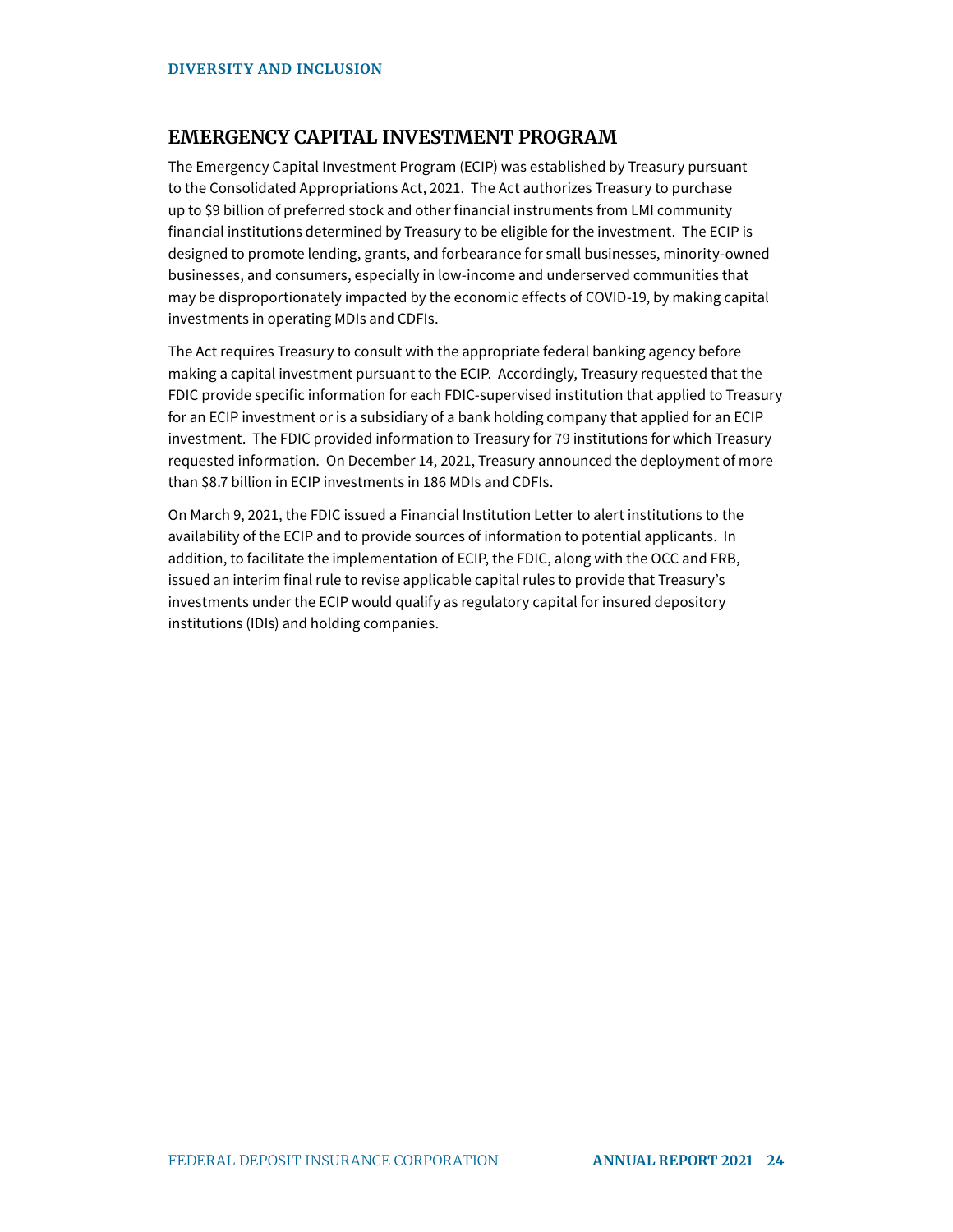## EMERGENCY CAPITAL INVESTMENT PROGRAM

The Emergency Capital Investment Program (ECIP) was established by Treasury pursuant to the Consolidated Appropriations Act, 2021. The Act authorizes Treasury to purchase up to $9 billion of preferred stock and other financial instruments from LMI community financial institutions determined by Treasury to be eligible for the investment. The ECIP is designed to promote lending, grants, and forbearance for small businesses, minority-owned businesses, and consumers, especially in low-income and underserved communities that may be disproportionately impacted by the economic effects of COVID-19, by making capital investments in operating MDIs and CDFIs.

The Act requires Treasury to consult with the appropriate federal banking agency before making a capital investment pursuant to the ECIP. Accordingly, Treasury requested that the FDIC provide specific information for each FDIC-supervised institution that applied to Treasury for an ECIP investment or is a subsidiary of a bank holding company that applied for an ECIP investment. The FDIC provided information to Treasury for 79 institutions for which Treasury requested information. On December 14, 2021, Treasury announced the deployment of more than $8.7 billion in ECIP investments in 186 MDIs and CDFIs.

On March 9, 2021, the FDIC issued a Financial Institution Letter to alert institutions to the availability of the ECIP and to provide sources of information to potential applicants. In addition, to facilitate the implementation of ECIP, the FDIC, along with the OCC and FRB, issued an interim final rule to revise applicable capital rules to provide that Treasury's investments under the ECIP would qualify as regulatory capital for insured depository institutions (IDIs) and holding companies.